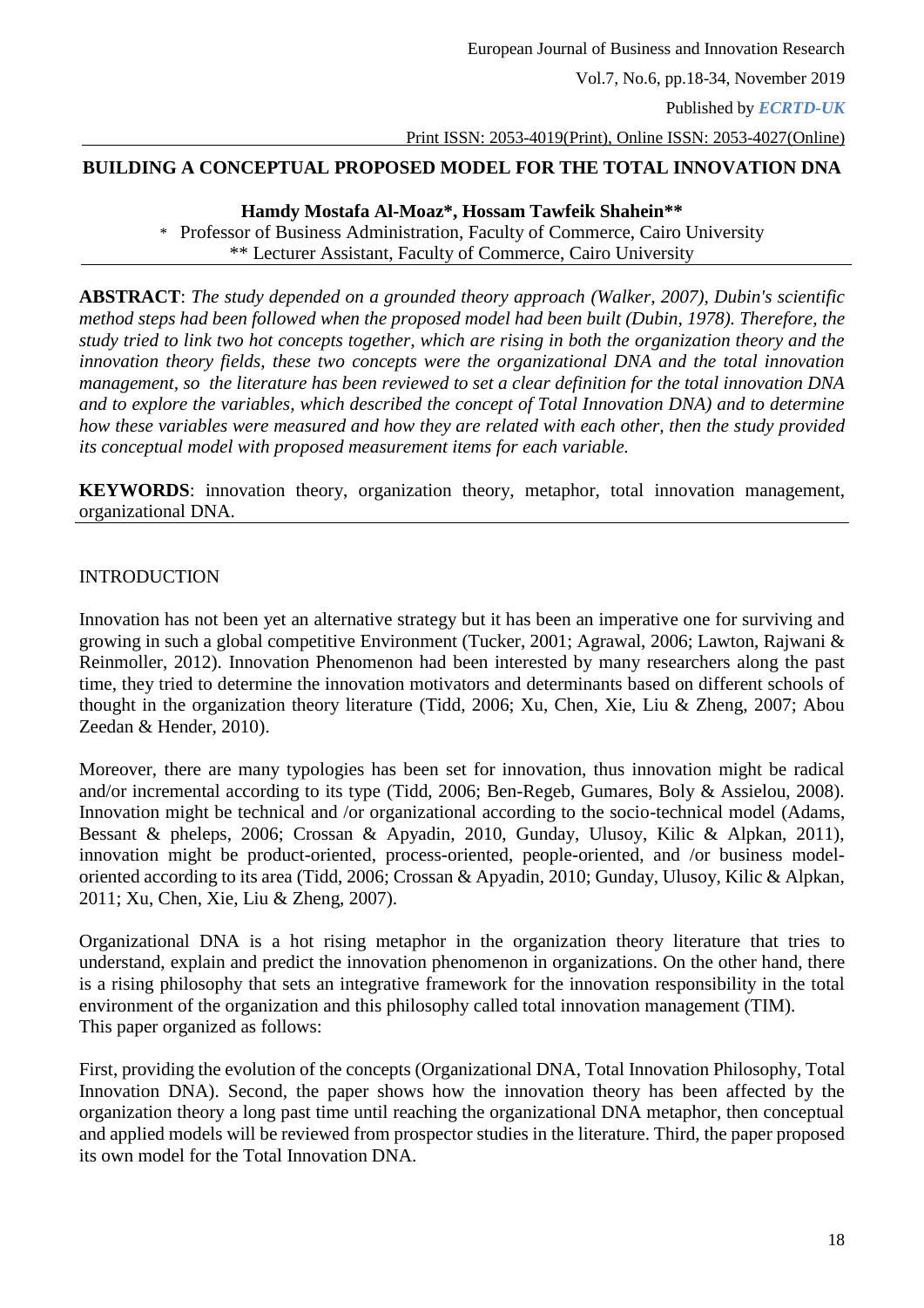# BUILDING A CONCEPTUAL PROPOSED MODEL FOR THE TOTAL INNOVATION DNA

**Hamdy Mostafa Al-Moaz\*, Hossam Tawfeik Shahein\*\***

\* Professor of Business Administration, Faculty of Commerce, Cairo University
\*\* Lecturer Assistant, Faculty of Commerce, Cairo University

**ABSTRACT**: *The study depended on a grounded theory approach (Walker, 2007), Dubin's scientific method steps had been followed when the proposed model had been built (Dubin, 1978). Therefore, the study tried to link two hot concepts together, which are rising in both the organization theory and the innovation theory fields, these two concepts were the organizational DNA and the total innovation management, so the literature has been reviewed to set a clear definition for the total innovation DNA and to explore the variables, which described the concept of Total Innovation DNA) and to determine how these variables were measured and how they are related with each other, then the study provided its conceptual model with proposed measurement items for each variable.*

**KEYWORDS**: innovation theory, organization theory, metaphor, total innovation management, organizational DNA.

## INTRODUCTION

Innovation has not been yet an alternative strategy but it has been an imperative one for surviving and growing in such a global competitive Environment (Tucker, 2001; Agrawal, 2006; Lawton, Rajwani & Reinmoller, 2012). Innovation Phenomenon had been interested by many researchers along the past time, they tried to determine the innovation motivators and determinants based on different schools of thought in the organization theory literature (Tidd, 2006; Xu, Chen, Xie, Liu & Zheng, 2007; Abou Zeedan & Hender, 2010).

Moreover, there are many typologies has been set for innovation, thus innovation might be radical and/or incremental according to its type (Tidd, 2006; Ben-Regeb, Gumares, Boly & Assielou, 2008). Innovation might be technical and /or organizational according to the socio-technical model (Adams, Bessant & pheleps, 2006; Crossan & Apyadin, 2010, Gunday, Ulusoy, Kilic & Alpkan, 2011), innovation might be product-oriented, process-oriented, people-oriented, and /or business model-oriented according to its area (Tidd, 2006; Crossan & Apyadin, 2010; Gunday, Ulusoy, Kilic & Alpkan, 2011; Xu, Chen, Xie, Liu & Zheng, 2007).

Organizational DNA is a hot rising metaphor in the organization theory literature that tries to understand, explain and predict the innovation phenomenon in organizations. On the other hand, there is a rising philosophy that sets an integrative framework for the innovation responsibility in the total environment of the organization and this philosophy called total innovation management (TIM).
This paper organized as follows:

First, providing the evolution of the concepts (Organizational DNA, Total Innovation Philosophy, Total Innovation DNA). Second, the paper shows how the innovation theory has been affected by the organization theory a long past time until reaching the organizational DNA metaphor, then conceptual and applied models will be reviewed from prospector studies in the literature. Third, the paper proposed its own model for the Total Innovation DNA.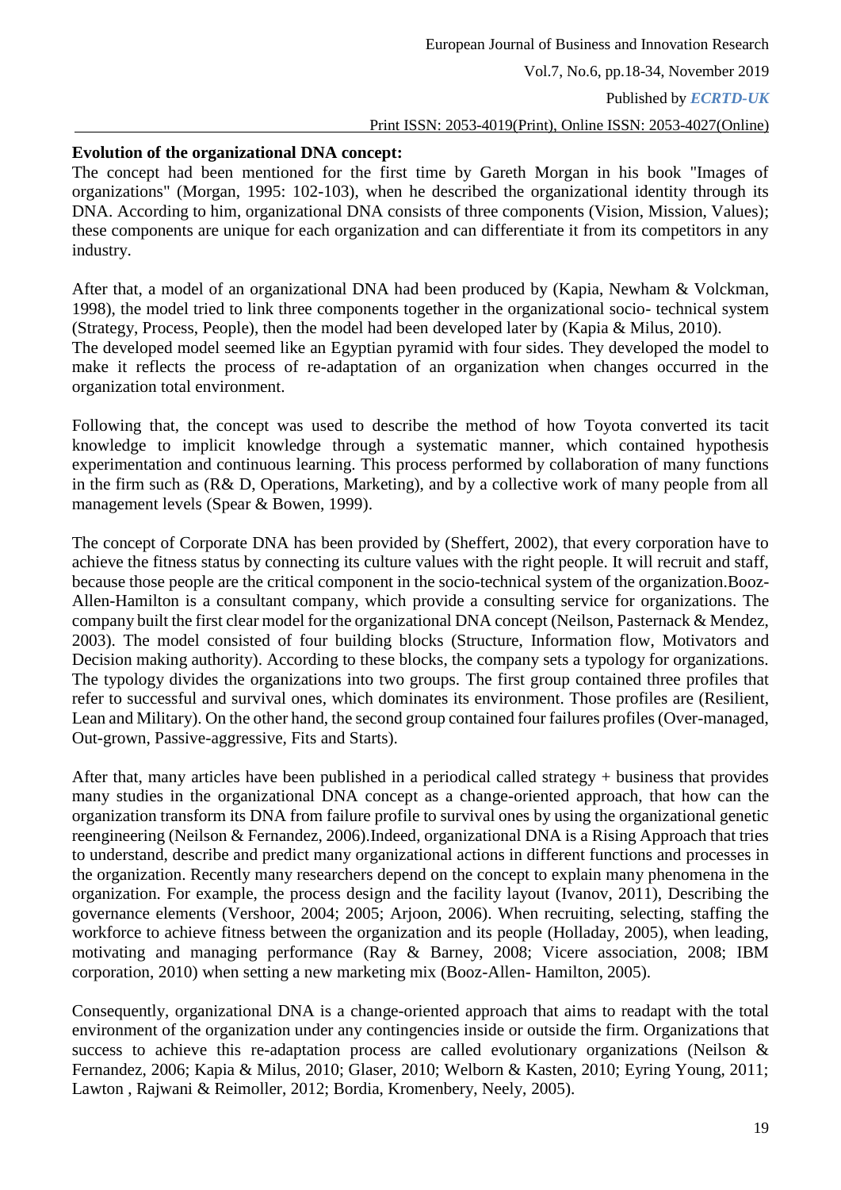**Evolution of the organizational DNA concept:**

The concept had been mentioned for the first time by Gareth Morgan in his book "Images of organizations" (Morgan, 1995: 102-103), when he described the organizational identity through its DNA. According to him, organizational DNA consists of three components (Vision, Mission, Values); these components are unique for each organization and can differentiate it from its competitors in any industry.

After that, a model of an organizational DNA had been produced by (Kapia, Newham & Volckman, 1998), the model tried to link three components together in the organizational socio- technical system (Strategy, Process, People), then the model had been developed later by (Kapia & Milus, 2010). The developed model seemed like an Egyptian pyramid with four sides. They developed the model to make it reflects the process of re-adaptation of an organization when changes occurred in the organization total environment.

Following that, the concept was used to describe the method of how Toyota converted its tacit knowledge to implicit knowledge through a systematic manner, which contained hypothesis experimentation and continuous learning. This process performed by collaboration of many functions in the firm such as (R& D, Operations, Marketing), and by a collective work of many people from all management levels (Spear & Bowen, 1999).

The concept of Corporate DNA has been provided by (Sheffert, 2002), that every corporation have to achieve the fitness status by connecting its culture values with the right people. It will recruit and staff, because those people are the critical component in the socio-technical system of the organization.Booz-Allen-Hamilton is a consultant company, which provide a consulting service for organizations. The company built the first clear model for the organizational DNA concept (Neilson, Pasternack & Mendez, 2003). The model consisted of four building blocks (Structure, Information flow, Motivators and Decision making authority). According to these blocks, the company sets a typology for organizations. The typology divides the organizations into two groups. The first group contained three profiles that refer to successful and survival ones, which dominates its environment. Those profiles are (Resilient, Lean and Military). On the other hand, the second group contained four failures profiles (Over-managed, Out-grown, Passive-aggressive, Fits and Starts).

After that, many articles have been published in a periodical called strategy + business that provides many studies in the organizational DNA concept as a change-oriented approach, that how can the organization transform its DNA from failure profile to survival ones by using the organizational genetic reengineering (Neilson & Fernandez, 2006).Indeed, organizational DNA is a Rising Approach that tries to understand, describe and predict many organizational actions in different functions and processes in the organization. Recently many researchers depend on the concept to explain many phenomena in the organization. For example, the process design and the facility layout (Ivanov, 2011), Describing the governance elements (Vershoor, 2004; 2005; Arjoon, 2006). When recruiting, selecting, staffing the workforce to achieve fitness between the organization and its people (Holladay, 2005), when leading, motivating and managing performance (Ray & Barney, 2008; Vicere association, 2008; IBM corporation, 2010) when setting a new marketing mix (Booz-Allen- Hamilton, 2005).

Consequently, organizational DNA is a change-oriented approach that aims to readapt with the total environment of the organization under any contingencies inside or outside the firm. Organizations that success to achieve this re-adaptation process are called evolutionary organizations (Neilson & Fernandez, 2006; Kapia & Milus, 2010; Glaser, 2010; Welborn & Kasten, 2010; Eyring Young, 2011; Lawton , Rajwani & Reimoller, 2012; Bordia, Kromenbery, Neely, 2005).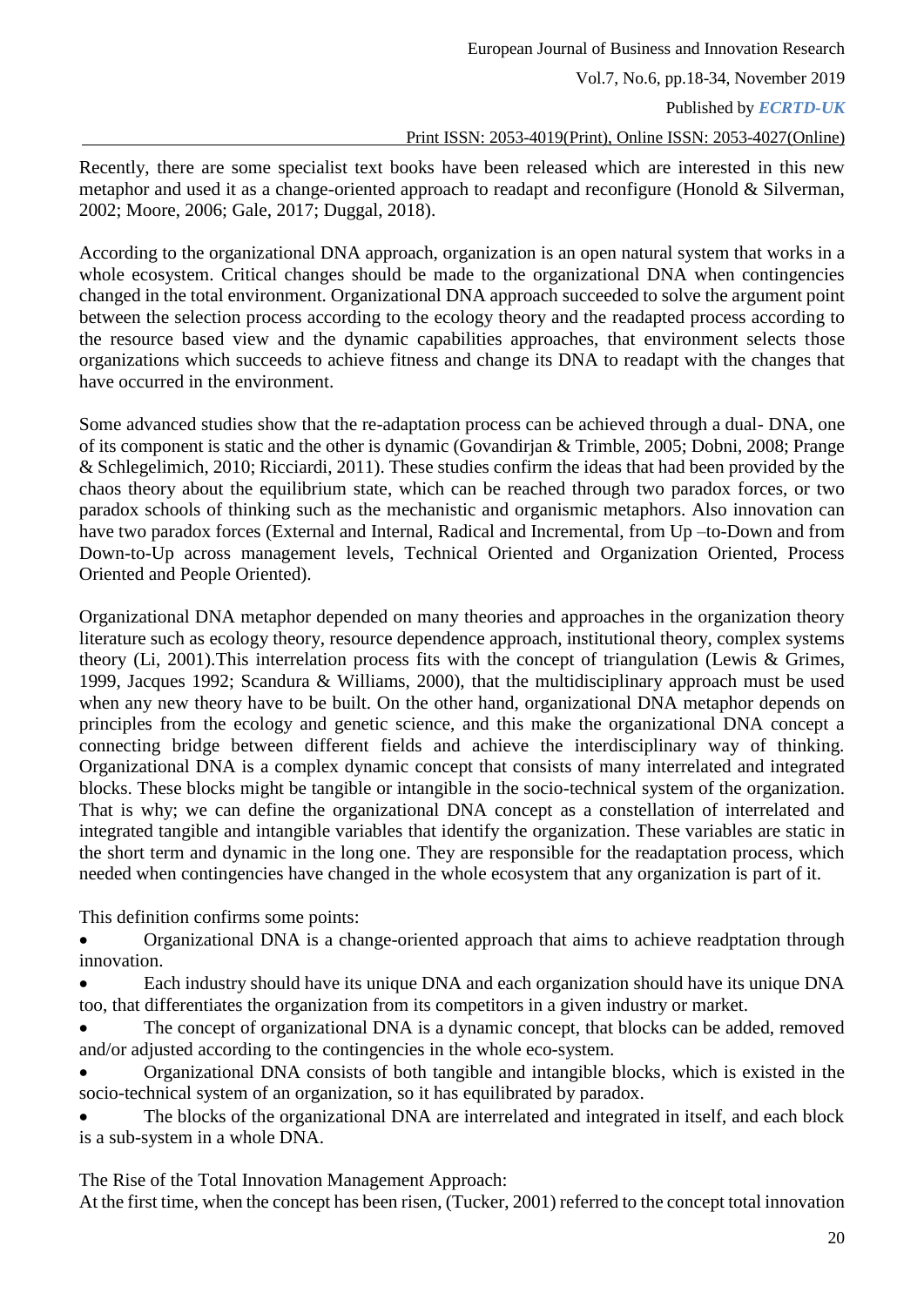Recently, there are some specialist text books have been released which are interested in this new metaphor and used it as a change-oriented approach to readapt and reconfigure (Honold & Silverman, 2002; Moore, 2006; Gale, 2017; Duggal, 2018).

According to the organizational DNA approach, organization is an open natural system that works in a whole ecosystem. Critical changes should be made to the organizational DNA when contingencies changed in the total environment. Organizational DNA approach succeeded to solve the argument point between the selection process according to the ecology theory and the readapted process according to the resource based view and the dynamic capabilities approaches, that environment selects those organizations which succeeds to achieve fitness and change its DNA to readapt with the changes that have occurred in the environment.

Some advanced studies show that the re-adaptation process can be achieved through a dual- DNA, one of its component is static and the other is dynamic (Govandirjan & Trimble, 2005; Dobni, 2008; Prange & Schlegelimich, 2010; Ricciardi, 2011). These studies confirm the ideas that had been provided by the chaos theory about the equilibrium state, which can be reached through two paradox forces, or two paradox schools of thinking such as the mechanistic and organismic metaphors. Also innovation can have two paradox forces (External and Internal, Radical and Incremental, from Up –to-Down and from Down-to-Up across management levels, Technical Oriented and Organization Oriented, Process Oriented and People Oriented).

Organizational DNA metaphor depended on many theories and approaches in the organization theory literature such as ecology theory, resource dependence approach, institutional theory, complex systems theory (Li, 2001).This interrelation process fits with the concept of triangulation (Lewis & Grimes, 1999, Jacques 1992; Scandura & Williams, 2000), that the multidisciplinary approach must be used when any new theory have to be built. On the other hand, organizational DNA metaphor depends on principles from the ecology and genetic science, and this make the organizational DNA concept a connecting bridge between different fields and achieve the interdisciplinary way of thinking. Organizational DNA is a complex dynamic concept that consists of many interrelated and integrated blocks. These blocks might be tangible or intangible in the socio-technical system of the organization. That is why; we can define the organizational DNA concept as a constellation of interrelated and integrated tangible and intangible variables that identify the organization. These variables are static in the short term and dynamic in the long one. They are responsible for the readaptation process, which needed when contingencies have changed in the whole ecosystem that any organization is part of it.

This definition confirms some points:

- Organizational DNA is a change-oriented approach that aims to achieve readptation through innovation.
- Each industry should have its unique DNA and each organization should have its unique DNA too, that differentiates the organization from its competitors in a given industry or market.
- The concept of organizational DNA is a dynamic concept, that blocks can be added, removed and/or adjusted according to the contingencies in the whole eco-system.
- Organizational DNA consists of both tangible and intangible blocks, which is existed in the socio-technical system of an organization, so it has equilibrated by paradox.
- The blocks of the organizational DNA are interrelated and integrated in itself, and each block is a sub-system in a whole DNA.

The Rise of the Total Innovation Management Approach:

At the first time, when the concept has been risen, (Tucker, 2001) referred to the concept total innovation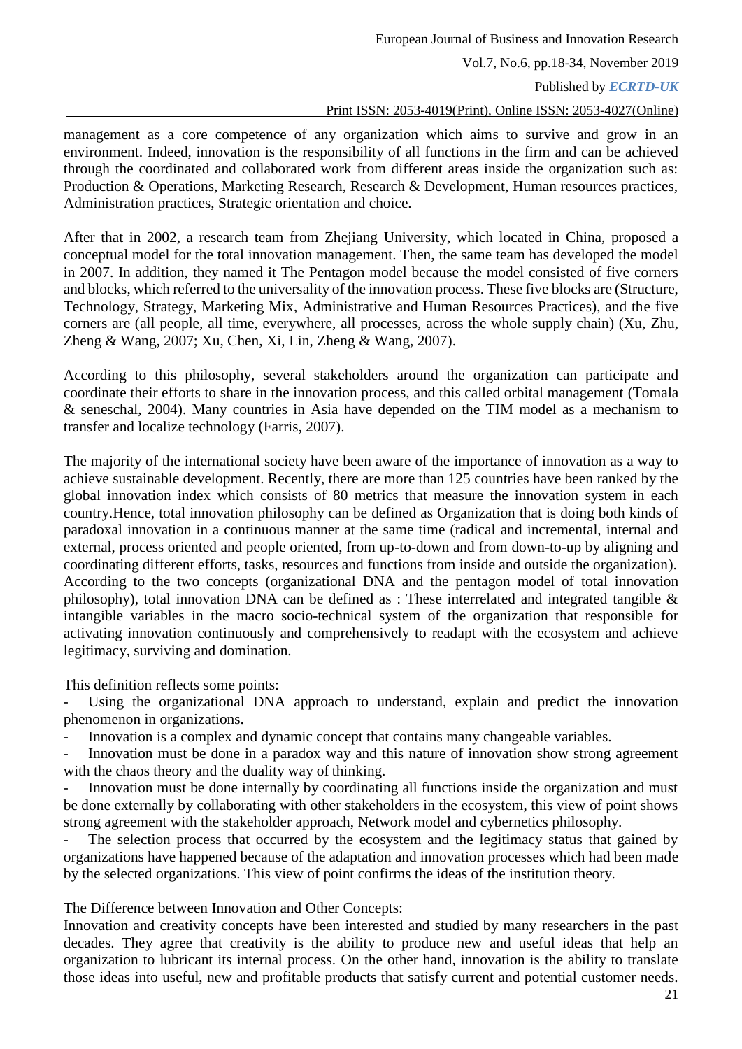management as a core competence of any organization which aims to survive and grow in an environment. Indeed, innovation is the responsibility of all functions in the firm and can be achieved through the coordinated and collaborated work from different areas inside the organization such as: Production & Operations, Marketing Research, Research & Development, Human resources practices, Administration practices, Strategic orientation and choice.

After that in 2002, a research team from Zhejiang University, which located in China, proposed a conceptual model for the total innovation management. Then, the same team has developed the model in 2007. In addition, they named it The Pentagon model because the model consisted of five corners and blocks, which referred to the universality of the innovation process. These five blocks are (Structure, Technology, Strategy, Marketing Mix, Administrative and Human Resources Practices), and the five corners are (all people, all time, everywhere, all processes, across the whole supply chain) (Xu, Zhu, Zheng & Wang, 2007; Xu, Chen, Xi, Lin, Zheng & Wang, 2007).

According to this philosophy, several stakeholders around the organization can participate and coordinate their efforts to share in the innovation process, and this called orbital management (Tomala & seneschal, 2004). Many countries in Asia have depended on the TIM model as a mechanism to transfer and localize technology (Farris, 2007).

The majority of the international society have been aware of the importance of innovation as a way to achieve sustainable development. Recently, there are more than 125 countries have been ranked by the global innovation index which consists of 80 metrics that measure the innovation system in each country.Hence, total innovation philosophy can be defined as Organization that is doing both kinds of paradoxal innovation in a continuous manner at the same time (radical and incremental, internal and external, process oriented and people oriented, from up-to-down and from down-to-up by aligning and coordinating different efforts, tasks, resources and functions from inside and outside the organization). According to the two concepts (organizational DNA and the pentagon model of total innovation philosophy), total innovation DNA can be defined as : These interrelated and integrated tangible & intangible variables in the macro socio-technical system of the organization that responsible for activating innovation continuously and comprehensively to readapt with the ecosystem and achieve legitimacy, surviving and domination.

This definition reflects some points:

- Using the organizational DNA approach to understand, explain and predict the innovation phenomenon in organizations.
- Innovation is a complex and dynamic concept that contains many changeable variables.
- Innovation must be done in a paradox way and this nature of innovation show strong agreement with the chaos theory and the duality way of thinking.
- Innovation must be done internally by coordinating all functions inside the organization and must be done externally by collaborating with other stakeholders in the ecosystem, this view of point shows strong agreement with the stakeholder approach, Network model and cybernetics philosophy.
- The selection process that occurred by the ecosystem and the legitimacy status that gained by organizations have happened because of the adaptation and innovation processes which had been made by the selected organizations. This view of point confirms the ideas of the institution theory.

The Difference between Innovation and Other Concepts:

Innovation and creativity concepts have been interested and studied by many researchers in the past decades. They agree that creativity is the ability to produce new and useful ideas that help an organization to lubricant its internal process. On the other hand, innovation is the ability to translate those ideas into useful, new and profitable products that satisfy current and potential customer needs.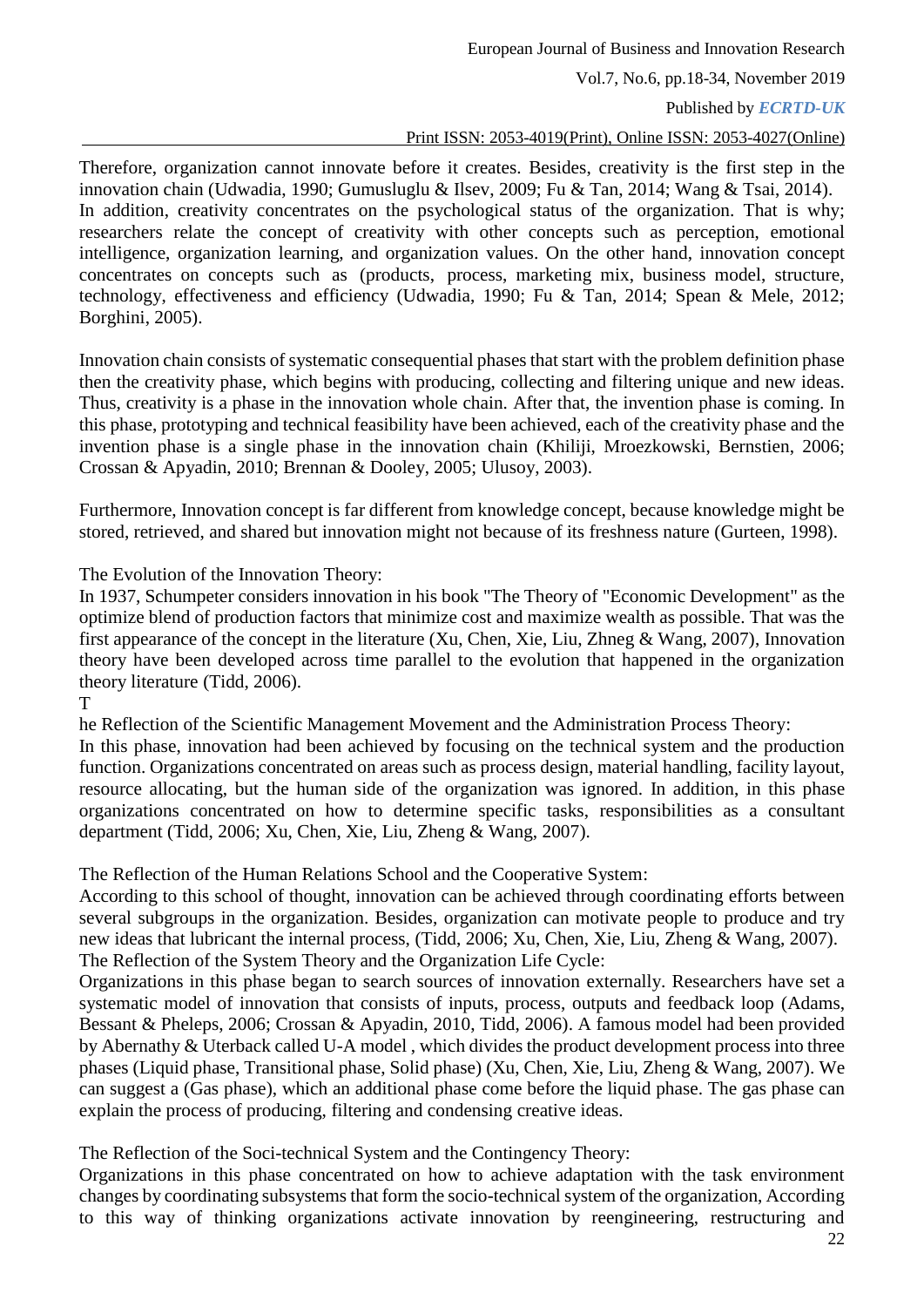Therefore, organization cannot innovate before it creates. Besides, creativity is the first step in the innovation chain (Udwadia, 1990; Gumusluglu & Ilsev, 2009; Fu & Tan, 2014; Wang & Tsai, 2014). In addition, creativity concentrates on the psychological status of the organization. That is why; researchers relate the concept of creativity with other concepts such as perception, emotional intelligence, organization learning, and organization values. On the other hand, innovation concept concentrates on concepts such as (products, process, marketing mix, business model, structure, technology, effectiveness and efficiency (Udwadia, 1990; Fu & Tan, 2014; Spean & Mele, 2012; Borghini, 2005).

Innovation chain consists of systematic consequential phases that start with the problem definition phase then the creativity phase, which begins with producing, collecting and filtering unique and new ideas. Thus, creativity is a phase in the innovation whole chain. After that, the invention phase is coming. In this phase, prototyping and technical feasibility have been achieved, each of the creativity phase and the invention phase is a single phase in the innovation chain (Khiliji, Mroezkowski, Bernstien, 2006; Crossan & Apyadin, 2010; Brennan & Dooley, 2005; Ulusoy, 2003).

Furthermore, Innovation concept is far different from knowledge concept, because knowledge might be stored, retrieved, and shared but innovation might not because of its freshness nature (Gurteen, 1998).

The Evolution of the Innovation Theory:

In 1937, Schumpeter considers innovation in his book "The Theory of "Economic Development" as the optimize blend of production factors that minimize cost and maximize wealth as possible. That was the first appearance of the concept in the literature (Xu, Chen, Xie, Liu, Zhneg & Wang, 2007), Innovation theory have been developed across time parallel to the evolution that happened in the organization theory literature (Tidd, 2006).

T

he Reflection of the Scientific Management Movement and the Administration Process Theory:

In this phase, innovation had been achieved by focusing on the technical system and the production function. Organizations concentrated on areas such as process design, material handling, facility layout, resource allocating, but the human side of the organization was ignored. In addition, in this phase organizations concentrated on how to determine specific tasks, responsibilities as a consultant department (Tidd, 2006; Xu, Chen, Xie, Liu, Zheng & Wang, 2007).

The Reflection of the Human Relations School and the Cooperative System:

According to this school of thought, innovation can be achieved through coordinating efforts between several subgroups in the organization. Besides, organization can motivate people to produce and try new ideas that lubricant the internal process, (Tidd, 2006; Xu, Chen, Xie, Liu, Zheng & Wang, 2007).

The Reflection of the System Theory and the Organization Life Cycle:

Organizations in this phase began to search sources of innovation externally. Researchers have set a systematic model of innovation that consists of inputs, process, outputs and feedback loop (Adams, Bessant & Pheleps, 2006; Crossan & Apyadin, 2010, Tidd, 2006). A famous model had been provided by Abernathy & Uterback called U-A model , which divides the product development process into three phases (Liquid phase, Transitional phase, Solid phase) (Xu, Chen, Xie, Liu, Zheng & Wang, 2007). We can suggest a (Gas phase), which an additional phase come before the liquid phase. The gas phase can explain the process of producing, filtering and condensing creative ideas.

The Reflection of the Soci-technical System and the Contingency Theory:

Organizations in this phase concentrated on how to achieve adaptation with the task environment changes by coordinating subsystems that form the socio-technical system of the organization, According to this way of thinking organizations activate innovation by reengineering, restructuring and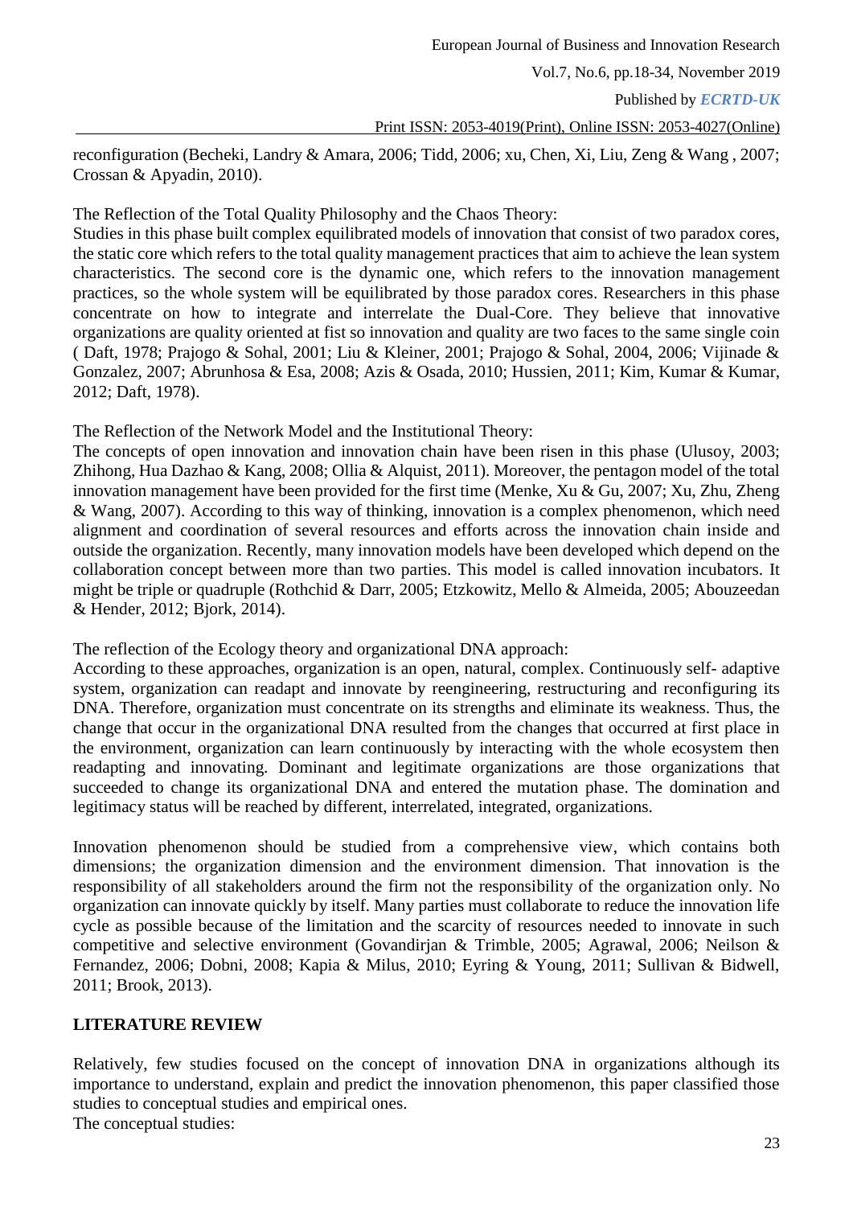reconfiguration (Becheki, Landry & Amara, 2006; Tidd, 2006; xu, Chen, Xi, Liu, Zeng & Wang , 2007; Crossan & Apyadin, 2010).

The Reflection of the Total Quality Philosophy and the Chaos Theory:

Studies in this phase built complex equilibrated models of innovation that consist of two paradox cores, the static core which refers to the total quality management practices that aim to achieve the lean system characteristics. The second core is the dynamic one, which refers to the innovation management practices, so the whole system will be equilibrated by those paradox cores. Researchers in this phase concentrate on how to integrate and interrelate the Dual-Core. They believe that innovative organizations are quality oriented at fist so innovation and quality are two faces to the same single coin ( Daft, 1978; Prajogo & Sohal, 2001; Liu & Kleiner, 2001; Prajogo & Sohal, 2004, 2006; Vijinade & Gonzalez, 2007; Abrunhosa & Esa, 2008; Azis & Osada, 2010; Hussien, 2011; Kim, Kumar & Kumar, 2012; Daft, 1978).

The Reflection of the Network Model and the Institutional Theory:

The concepts of open innovation and innovation chain have been risen in this phase (Ulusoy, 2003; Zhihong, Hua Dazhao & Kang, 2008; Ollia & Alquist, 2011). Moreover, the pentagon model of the total innovation management have been provided for the first time (Menke, Xu & Gu, 2007; Xu, Zhu, Zheng & Wang, 2007). According to this way of thinking, innovation is a complex phenomenon, which need alignment and coordination of several resources and efforts across the innovation chain inside and outside the organization. Recently, many innovation models have been developed which depend on the collaboration concept between more than two parties. This model is called innovation incubators. It might be triple or quadruple (Rothchid & Darr, 2005; Etzkowitz, Mello & Almeida, 2005; Abouzeedan & Hender, 2012; Bjork, 2014).

The reflection of the Ecology theory and organizational DNA approach:

According to these approaches, organization is an open, natural, complex. Continuously self- adaptive system, organization can readapt and innovate by reengineering, restructuring and reconfiguring its DNA. Therefore, organization must concentrate on its strengths and eliminate its weakness. Thus, the change that occur in the organizational DNA resulted from the changes that occurred at first place in the environment, organization can learn continuously by interacting with the whole ecosystem then readapting and innovating. Dominant and legitimate organizations are those organizations that succeeded to change its organizational DNA and entered the mutation phase. The domination and legitimacy status will be reached by different, interrelated, integrated, organizations.

Innovation phenomenon should be studied from a comprehensive view, which contains both dimensions; the organization dimension and the environment dimension. That innovation is the responsibility of all stakeholders around the firm not the responsibility of the organization only. No organization can innovate quickly by itself. Many parties must collaborate to reduce the innovation life cycle as possible because of the limitation and the scarcity of resources needed to innovate in such competitive and selective environment (Govandirjan & Trimble, 2005; Agrawal, 2006; Neilson & Fernandez, 2006; Dobni, 2008; Kapia & Milus, 2010; Eyring & Young, 2011; Sullivan & Bidwell, 2011; Brook, 2013).

## LITERATURE REVIEW

Relatively, few studies focused on the concept of innovation DNA in organizations although its importance to understand, explain and predict the innovation phenomenon, this paper classified those studies to conceptual studies and empirical ones.

The conceptual studies: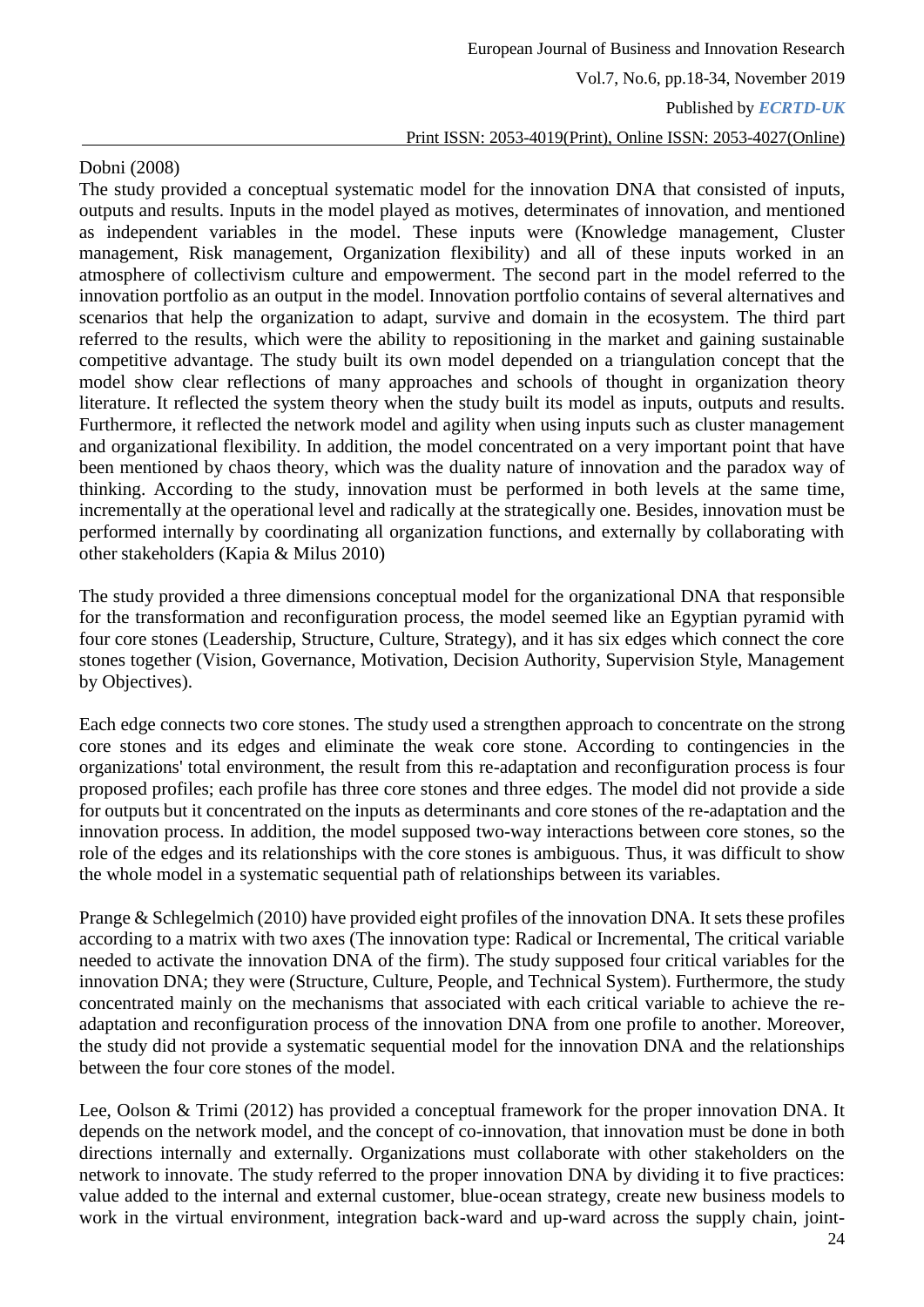Dobni (2008)

The study provided a conceptual systematic model for the innovation DNA that consisted of inputs, outputs and results. Inputs in the model played as motives, determinates of innovation, and mentioned as independent variables in the model. These inputs were (Knowledge management, Cluster management, Risk management, Organization flexibility) and all of these inputs worked in an atmosphere of collectivism culture and empowerment. The second part in the model referred to the innovation portfolio as an output in the model. Innovation portfolio contains of several alternatives and scenarios that help the organization to adapt, survive and domain in the ecosystem. The third part referred to the results, which were the ability to repositioning in the market and gaining sustainable competitive advantage. The study built its own model depended on a triangulation concept that the model show clear reflections of many approaches and schools of thought in organization theory literature. It reflected the system theory when the study built its model as inputs, outputs and results. Furthermore, it reflected the network model and agility when using inputs such as cluster management and organizational flexibility. In addition, the model concentrated on a very important point that have been mentioned by chaos theory, which was the duality nature of innovation and the paradox way of thinking. According to the study, innovation must be performed in both levels at the same time, incrementally at the operational level and radically at the strategically one. Besides, innovation must be performed internally by coordinating all organization functions, and externally by collaborating with other stakeholders (Kapia & Milus 2010)

The study provided a three dimensions conceptual model for the organizational DNA that responsible for the transformation and reconfiguration process, the model seemed like an Egyptian pyramid with four core stones (Leadership, Structure, Culture, Strategy), and it has six edges which connect the core stones together (Vision, Governance, Motivation, Decision Authority, Supervision Style, Management by Objectives).

Each edge connects two core stones. The study used a strengthen approach to concentrate on the strong core stones and its edges and eliminate the weak core stone. According to contingencies in the organizations' total environment, the result from this re-adaptation and reconfiguration process is four proposed profiles; each profile has three core stones and three edges. The model did not provide a side for outputs but it concentrated on the inputs as determinants and core stones of the re-adaptation and the innovation process. In addition, the model supposed two-way interactions between core stones, so the role of the edges and its relationships with the core stones is ambiguous. Thus, it was difficult to show the whole model in a systematic sequential path of relationships between its variables.

Prange & Schlegelmich (2010) have provided eight profiles of the innovation DNA. It sets these profiles according to a matrix with two axes (The innovation type: Radical or Incremental, The critical variable needed to activate the innovation DNA of the firm). The study supposed four critical variables for the innovation DNA; they were (Structure, Culture, People, and Technical System). Furthermore, the study concentrated mainly on the mechanisms that associated with each critical variable to achieve the re-adaptation and reconfiguration process of the innovation DNA from one profile to another. Moreover, the study did not provide a systematic sequential model for the innovation DNA and the relationships between the four core stones of the model.

Lee, Oolson & Trimi (2012) has provided a conceptual framework for the proper innovation DNA. It depends on the network model, and the concept of co-innovation, that innovation must be done in both directions internally and externally. Organizations must collaborate with other stakeholders on the network to innovate. The study referred to the proper innovation DNA by dividing it to five practices: value added to the internal and external customer, blue-ocean strategy, create new business models to work in the virtual environment, integration back-ward and up-ward across the supply chain, joint-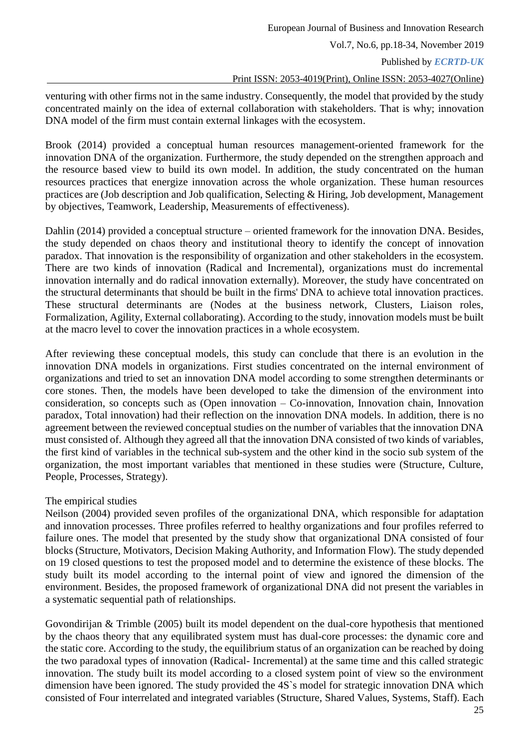venturing with other firms not in the same industry. Consequently, the model that provided by the study concentrated mainly on the idea of external collaboration with stakeholders. That is why; innovation DNA model of the firm must contain external linkages with the ecosystem.

Brook (2014) provided a conceptual human resources management-oriented framework for the innovation DNA of the organization. Furthermore, the study depended on the strengthen approach and the resource based view to build its own model. In addition, the study concentrated on the human resources practices that energize innovation across the whole organization. These human resources practices are (Job description and Job qualification, Selecting & Hiring, Job development, Management by objectives, Teamwork, Leadership, Measurements of effectiveness).

Dahlin (2014) provided a conceptual structure – oriented framework for the innovation DNA. Besides, the study depended on chaos theory and institutional theory to identify the concept of innovation paradox. That innovation is the responsibility of organization and other stakeholders in the ecosystem. There are two kinds of innovation (Radical and Incremental), organizations must do incremental innovation internally and do radical innovation externally). Moreover, the study have concentrated on the structural determinants that should be built in the firms' DNA to achieve total innovation practices. These structural determinants are (Nodes at the business network, Clusters, Liaison roles, Formalization, Agility, External collaborating). According to the study, innovation models must be built at the macro level to cover the innovation practices in a whole ecosystem.

After reviewing these conceptual models, this study can conclude that there is an evolution in the innovation DNA models in organizations. First studies concentrated on the internal environment of organizations and tried to set an innovation DNA model according to some strengthen determinants or core stones. Then, the models have been developed to take the dimension of the environment into consideration, so concepts such as (Open innovation – Co-innovation, Innovation chain, Innovation paradox, Total innovation) had their reflection on the innovation DNA models. In addition, there is no agreement between the reviewed conceptual studies on the number of variables that the innovation DNA must consisted of. Although they agreed all that the innovation DNA consisted of two kinds of variables, the first kind of variables in the technical sub-system and the other kind in the socio sub system of the organization, the most important variables that mentioned in these studies were (Structure, Culture, People, Processes, Strategy).

The empirical studies

Neilson (2004) provided seven profiles of the organizational DNA, which responsible for adaptation and innovation processes. Three profiles referred to healthy organizations and four profiles referred to failure ones. The model that presented by the study show that organizational DNA consisted of four blocks (Structure, Motivators, Decision Making Authority, and Information Flow). The study depended on 19 closed questions to test the proposed model and to determine the existence of these blocks. The study built its model according to the internal point of view and ignored the dimension of the environment. Besides, the proposed framework of organizational DNA did not present the variables in a systematic sequential path of relationships.

Govondirijan & Trimble (2005) built its model dependent on the dual-core hypothesis that mentioned by the chaos theory that any equilibrated system must has dual-core processes: the dynamic core and the static core. According to the study, the equilibrium status of an organization can be reached by doing the two paradoxal types of innovation (Radical- Incremental) at the same time and this called strategic innovation. The study built its model according to a closed system point of view so the environment dimension have been ignored. The study provided the 4S`s model for strategic innovation DNA which consisted of Four interrelated and integrated variables (Structure, Shared Values, Systems, Staff). Each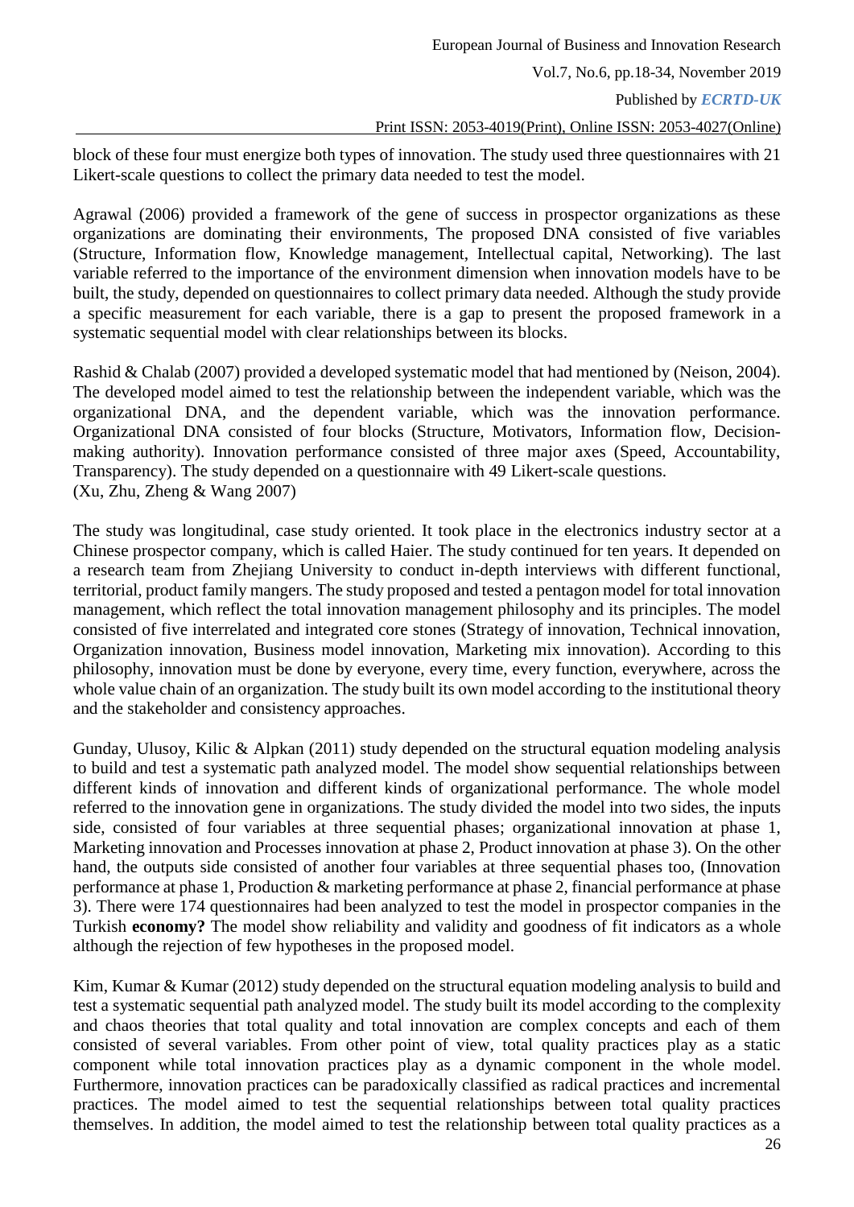block of these four must energize both types of innovation. The study used three questionnaires with 21 Likert-scale questions to collect the primary data needed to test the model.

Agrawal (2006) provided a framework of the gene of success in prospector organizations as these organizations are dominating their environments, The proposed DNA consisted of five variables (Structure, Information flow, Knowledge management, Intellectual capital, Networking). The last variable referred to the importance of the environment dimension when innovation models have to be built, the study, depended on questionnaires to collect primary data needed. Although the study provide a specific measurement for each variable, there is a gap to present the proposed framework in a systematic sequential model with clear relationships between its blocks.

Rashid & Chalab (2007) provided a developed systematic model that had mentioned by (Neison, 2004). The developed model aimed to test the relationship between the independent variable, which was the organizational DNA, and the dependent variable, which was the innovation performance. Organizational DNA consisted of four blocks (Structure, Motivators, Information flow, Decision-making authority). Innovation performance consisted of three major axes (Speed, Accountability, Transparency). The study depended on a questionnaire with 49 Likert-scale questions.
(Xu, Zhu, Zheng & Wang 2007)

The study was longitudinal, case study oriented. It took place in the electronics industry sector at a Chinese prospector company, which is called Haier. The study continued for ten years. It depended on a research team from Zhejiang University to conduct in-depth interviews with different functional, territorial, product family mangers. The study proposed and tested a pentagon model for total innovation management, which reflect the total innovation management philosophy and its principles. The model consisted of five interrelated and integrated core stones (Strategy of innovation, Technical innovation, Organization innovation, Business model innovation, Marketing mix innovation). According to this philosophy, innovation must be done by everyone, every time, every function, everywhere, across the whole value chain of an organization. The study built its own model according to the institutional theory and the stakeholder and consistency approaches.

Gunday, Ulusoy, Kilic & Alpkan (2011) study depended on the structural equation modeling analysis to build and test a systematic path analyzed model. The model show sequential relationships between different kinds of innovation and different kinds of organizational performance. The whole model referred to the innovation gene in organizations. The study divided the model into two sides, the inputs side, consisted of four variables at three sequential phases; organizational innovation at phase 1, Marketing innovation and Processes innovation at phase 2, Product innovation at phase 3). On the other hand, the outputs side consisted of another four variables at three sequential phases too, (Innovation performance at phase 1, Production & marketing performance at phase 2, financial performance at phase 3). There were 174 questionnaires had been analyzed to test the model in prospector companies in the Turkish **economy?** The model show reliability and validity and goodness of fit indicators as a whole although the rejection of few hypotheses in the proposed model.

Kim, Kumar & Kumar (2012) study depended on the structural equation modeling analysis to build and test a systematic sequential path analyzed model. The study built its model according to the complexity and chaos theories that total quality and total innovation are complex concepts and each of them consisted of several variables. From other point of view, total quality practices play as a static component while total innovation practices play as a dynamic component in the whole model. Furthermore, innovation practices can be paradoxically classified as radical practices and incremental practices. The model aimed to test the sequential relationships between total quality practices themselves. In addition, the model aimed to test the relationship between total quality practices as a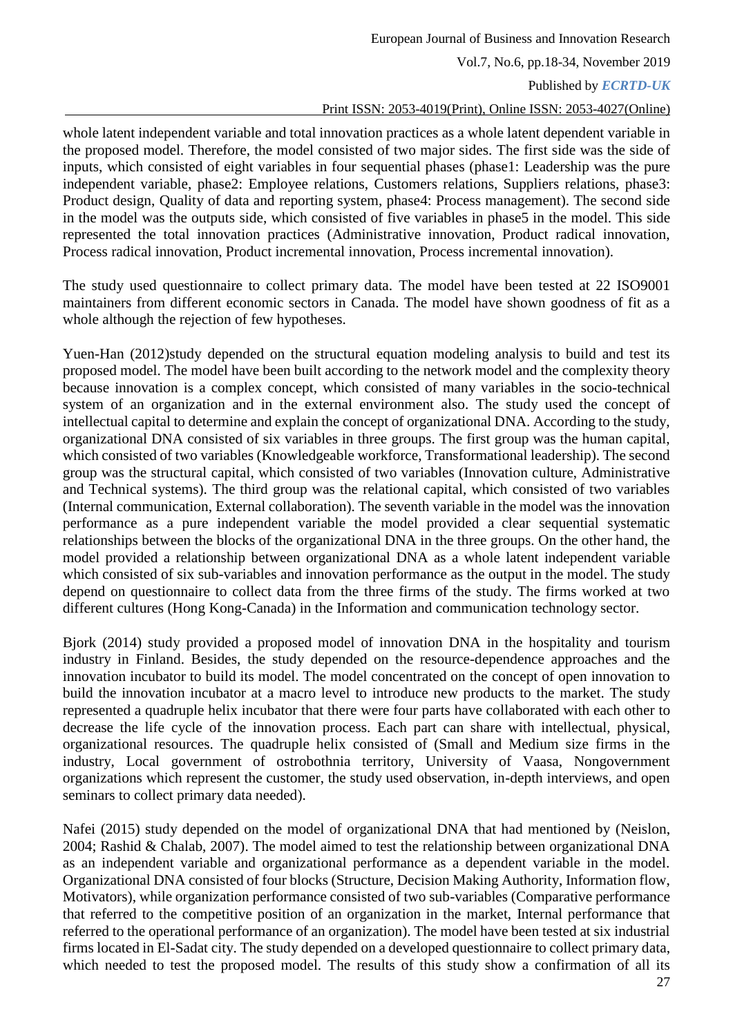whole latent independent variable and total innovation practices as a whole latent dependent variable in the proposed model. Therefore, the model consisted of two major sides. The first side was the side of inputs, which consisted of eight variables in four sequential phases (phase1: Leadership was the pure independent variable, phase2: Employee relations, Customers relations, Suppliers relations, phase3: Product design, Quality of data and reporting system, phase4: Process management). The second side in the model was the outputs side, which consisted of five variables in phase5 in the model. This side represented the total innovation practices (Administrative innovation, Product radical innovation, Process radical innovation, Product incremental innovation, Process incremental innovation).

The study used questionnaire to collect primary data. The model have been tested at 22 ISO9001 maintainers from different economic sectors in Canada. The model have shown goodness of fit as a whole although the rejection of few hypotheses.

Yuen-Han (2012)study depended on the structural equation modeling analysis to build and test its proposed model. The model have been built according to the network model and the complexity theory because innovation is a complex concept, which consisted of many variables in the socio-technical system of an organization and in the external environment also. The study used the concept of intellectual capital to determine and explain the concept of organizational DNA. According to the study, organizational DNA consisted of six variables in three groups. The first group was the human capital, which consisted of two variables (Knowledgeable workforce, Transformational leadership). The second group was the structural capital, which consisted of two variables (Innovation culture, Administrative and Technical systems). The third group was the relational capital, which consisted of two variables (Internal communication, External collaboration). The seventh variable in the model was the innovation performance as a pure independent variable the model provided a clear sequential systematic relationships between the blocks of the organizational DNA in the three groups. On the other hand, the model provided a relationship between organizational DNA as a whole latent independent variable which consisted of six sub-variables and innovation performance as the output in the model. The study depend on questionnaire to collect data from the three firms of the study. The firms worked at two different cultures (Hong Kong-Canada) in the Information and communication technology sector.

Bjork (2014) study provided a proposed model of innovation DNA in the hospitality and tourism industry in Finland. Besides, the study depended on the resource-dependence approaches and the innovation incubator to build its model. The model concentrated on the concept of open innovation to build the innovation incubator at a macro level to introduce new products to the market. The study represented a quadruple helix incubator that there were four parts have collaborated with each other to decrease the life cycle of the innovation process. Each part can share with intellectual, physical, organizational resources. The quadruple helix consisted of (Small and Medium size firms in the industry, Local government of ostrobothnia territory, University of Vaasa, Nongovernment organizations which represent the customer, the study used observation, in-depth interviews, and open seminars to collect primary data needed).

Nafei (2015) study depended on the model of organizational DNA that had mentioned by (Neislon, 2004; Rashid & Chalab, 2007). The model aimed to test the relationship between organizational DNA as an independent variable and organizational performance as a dependent variable in the model. Organizational DNA consisted of four blocks (Structure, Decision Making Authority, Information flow, Motivators), while organization performance consisted of two sub-variables (Comparative performance that referred to the competitive position of an organization in the market, Internal performance that referred to the operational performance of an organization). The model have been tested at six industrial firms located in El-Sadat city. The study depended on a developed questionnaire to collect primary data, which needed to test the proposed model. The results of this study show a confirmation of all its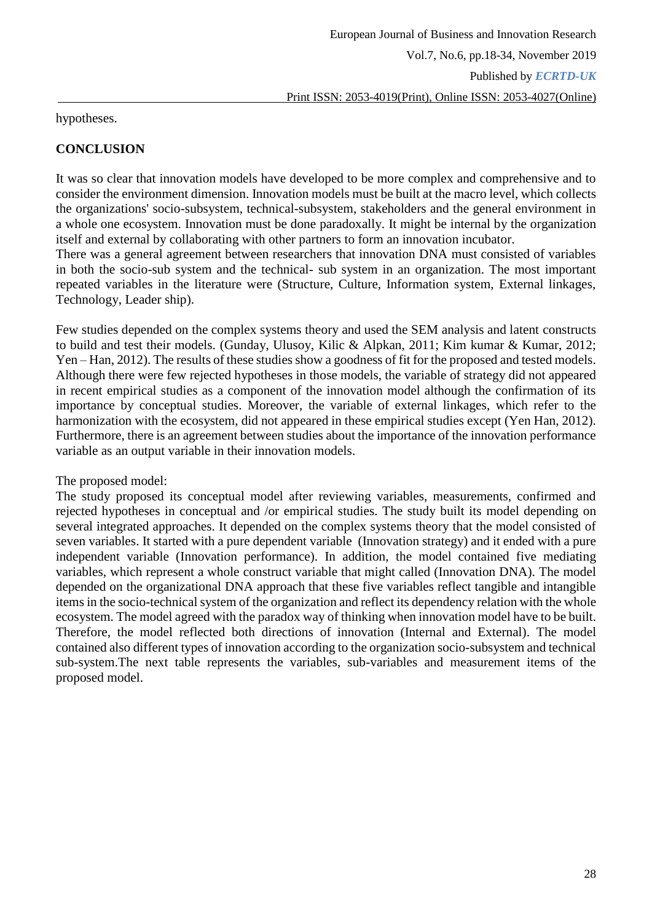hypotheses.

## CONCLUSION

It was so clear that innovation models have developed to be more complex and comprehensive and to consider the environment dimension. Innovation models must be built at the macro level, which collects the organizations' socio-subsystem, technical-subsystem, stakeholders and the general environment in a whole one ecosystem. Innovation must be done paradoxally. It might be internal by the organization itself and external by collaborating with other partners to form an innovation incubator.
There was a general agreement between researchers that innovation DNA must consisted of variables in both the socio-sub system and the technical- sub system in an organization. The most important repeated variables in the literature were (Structure, Culture, Information system, External linkages, Technology, Leader ship).

Few studies depended on the complex systems theory and used the SEM analysis and latent constructs to build and test their models. (Gunday, Ulusoy, Kilic & Alpkan, 2011; Kim kumar & Kumar, 2012; Yen – Han, 2012). The results of these studies show a goodness of fit for the proposed and tested models. Although there were few rejected hypotheses in those models, the variable of strategy did not appeared in recent empirical studies as a component of the innovation model although the confirmation of its importance by conceptual studies. Moreover, the variable of external linkages, which refer to the harmonization with the ecosystem, did not appeared in these empirical studies except (Yen Han, 2012). Furthermore, there is an agreement between studies about the importance of the innovation performance variable as an output variable in their innovation models.

The proposed model:
The study proposed its conceptual model after reviewing variables, measurements, confirmed and rejected hypotheses in conceptual and /or empirical studies. The study built its model depending on several integrated approaches. It depended on the complex systems theory that the model consisted of seven variables. It started with a pure dependent variable (Innovation strategy) and it ended with a pure independent variable (Innovation performance). In addition, the model contained five mediating variables, which represent a whole construct variable that might called (Innovation DNA). The model depended on the organizational DNA approach that these five variables reflect tangible and intangible items in the socio-technical system of the organization and reflect its dependency relation with the whole ecosystem. The model agreed with the paradox way of thinking when innovation model have to be built. Therefore, the model reflected both directions of innovation (Internal and External). The model contained also different types of innovation according to the organization socio-subsystem and technical sub-system.The next table represents the variables, sub-variables and measurement items of the proposed model.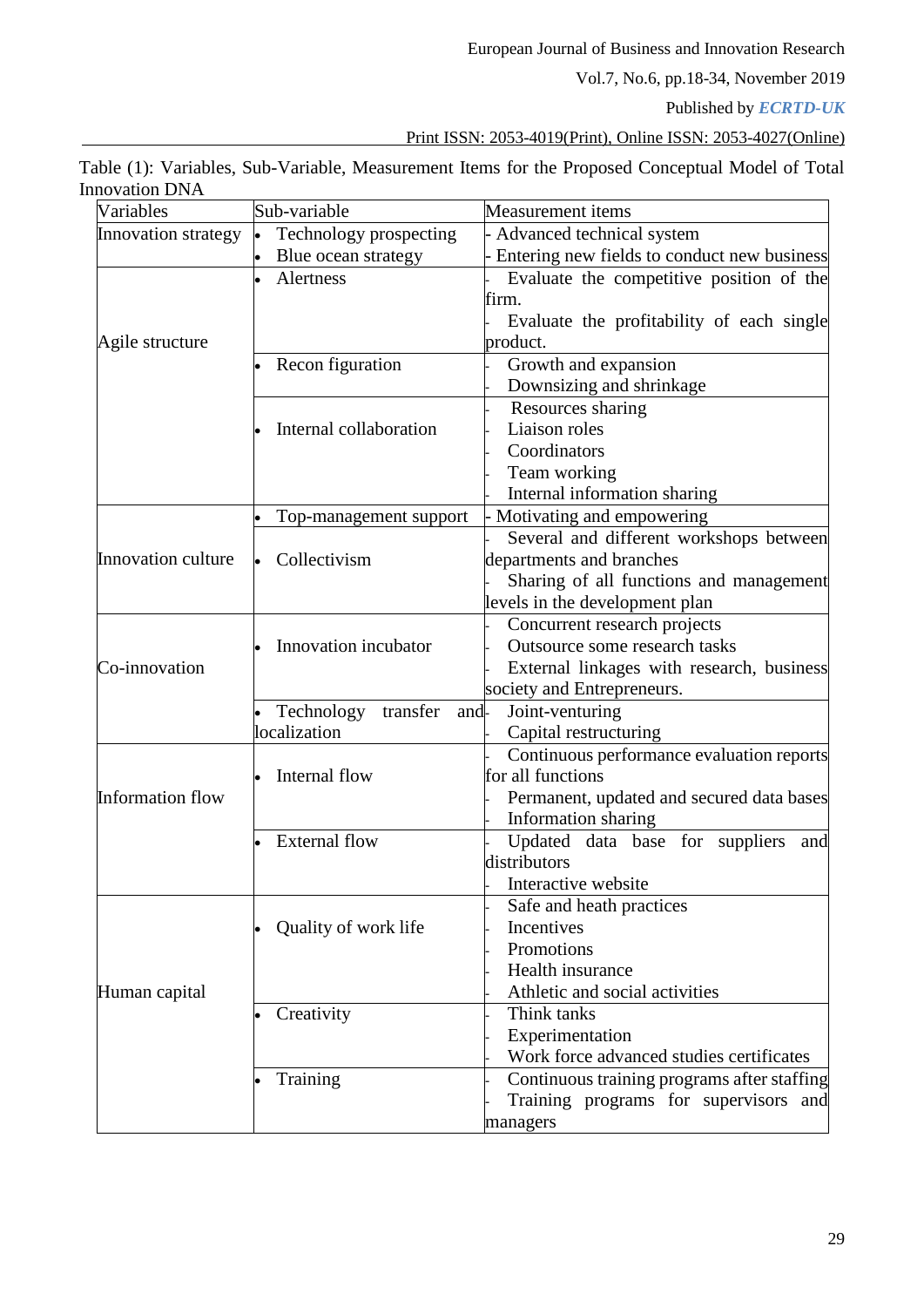Table (1): Variables, Sub-Variable, Measurement Items for the Proposed Conceptual Model of Total Innovation DNA

| Variables | Sub-variable | Measurement items |
|---|---|---|
| Innovation strategy | • Technology prospecting<br>• Blue ocean strategy | - Advanced technical system<br>- Entering new fields to conduct new business |
| Agile structure | • Alertness | - Evaluate the competitive position of the firm.<br>- Evaluate the profitability of each single product. |
| | • Recon figuration | - Growth and expansion<br>- Downsizing and shrinkage |
| | • Internal collaboration | - Resources sharing<br>- Liaison roles<br>- Coordinators<br>- Team working<br>- Internal information sharing |
| Innovation culture | • Top-management support | - Motivating and empowering |
| | • Collectivism | - Several and different workshops between departments and branches<br>- Sharing of all functions and management levels in the development plan |
| Co-innovation | • Innovation incubator | - Concurrent research projects<br>- Outsource some research tasks<br>- External linkages with research, business society and Entrepreneurs. |
| | • Technology transfer and localization | - Joint-venturing<br>- Capital restructuring |
| Information flow | • Internal flow | - Continuous performance evaluation reports for all functions<br>- Permanent, updated and secured data bases<br>- Information sharing |
| | • External flow | - Updated data base for suppliers and distributors<br>- Interactive website |
| Human capital | • Quality of work life | - Safe and heath practices<br>- Incentives<br>- Promotions<br>- Health insurance<br>- Athletic and social activities |
| | • Creativity | - Think tanks<br>- Experimentation<br>- Work force advanced studies certificates |
| | • Training | - Continuous training programs after staffing<br>- Training programs for supervisors and managers |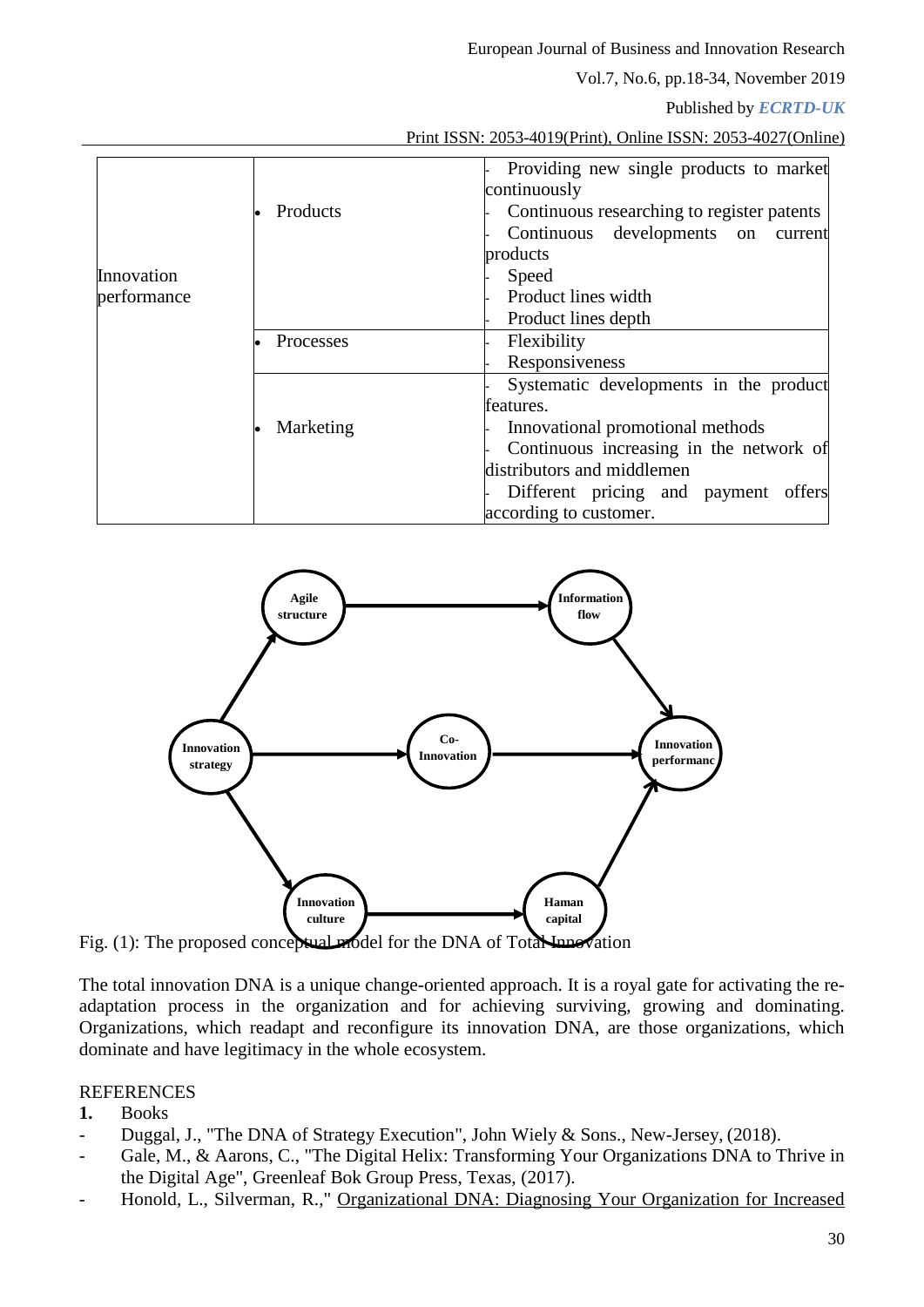| | | |
|---|---|---|
| Innovation performance | • Products | - Providing new single products to market continuously<br>- Continuous researching to register patents<br>- Continuous developments on current products<br>- Speed<br>- Product lines width<br>- Product lines depth |
| | • Processes | - Flexibility<br>- Responsiveness |
| | • Marketing | - Systematic developments in the product features.<br>- Innovational promotional methods<br>- Continuous increasing in the network of distributors and middlemen<br>- Different pricing and payment offers according to customer. |

Fig. (1): The proposed conceptual model for the DNA of Total Innovation

The total innovation DNA is a unique change-oriented approach. It is a royal gate for activating the re-adaptation process in the organization and for achieving surviving, growing and dominating. Organizations, which readapt and reconfigure its innovation DNA, are those organizations, which dominate and have legitimacy in the whole ecosystem.

REFERENCES

**1.** Books

- Duggal, J., "The DNA of Strategy Execution", John Wiely & Sons., New-Jersey, (2018).
- Gale, M., & Aarons, C., "The Digital Helix: Transforming Your Organizations DNA to Thrive in the Digital Age", Greenleaf Bok Group Press, Texas, (2017).
- Honold, L., Silverman, R.," Organizational DNA: Diagnosing Your Organization for Increased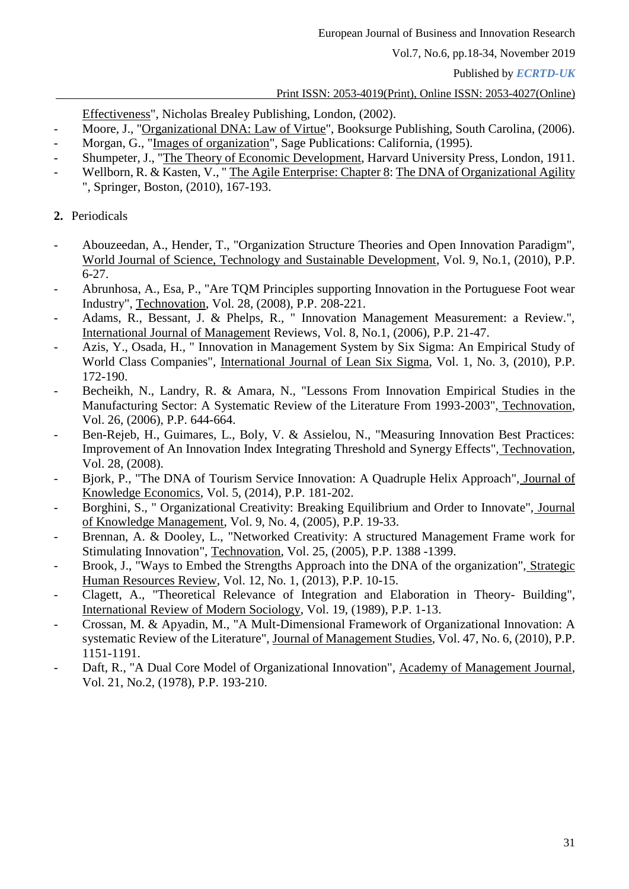Effectiveness", Nicholas Brealey Publishing, London, (2002).

- Moore, J., "Organizational DNA: Law of Virtue", Booksurge Publishing, South Carolina, (2006).
- Morgan, G., "Images of organization", Sage Publications: California, (1995).
- Shumpeter, J., "The Theory of Economic Development, Harvard University Press, London, 1911.
- Wellborn, R. & Kasten, V., " The Agile Enterprise: Chapter 8: The DNA of Organizational Agility ", Springer, Boston, (2010), 167-193.

**2.** Periodicals

- Abouzeedan, A., Hender, T., "Organization Structure Theories and Open Innovation Paradigm", World Journal of Science, Technology and Sustainable Development, Vol. 9, No.1, (2010), P.P. 6-27.
- Abrunhosa, A., Esa, P., "Are TQM Principles supporting Innovation in the Portuguese Foot wear Industry", Technovation, Vol. 28, (2008), P.P. 208-221.
- Adams, R., Bessant, J. & Phelps, R., " Innovation Management Measurement: a Review.", International Journal of Management Reviews, Vol. 8, No.1, (2006), P.P. 21-47.
- Azis, Y., Osada, H., " Innovation in Management System by Six Sigma: An Empirical Study of World Class Companies", International Journal of Lean Six Sigma, Vol. 1, No. 3, (2010), P.P. 172-190.
- Becheikh, N., Landry, R. & Amara, N., "Lessons From Innovation Empirical Studies in the Manufacturing Sector: A Systematic Review of the Literature From 1993-2003", Technovation, Vol. 26, (2006), P.P. 644-664.
- Ben-Rejeb, H., Guimares, L., Boly, V. & Assielou, N., "Measuring Innovation Best Practices: Improvement of An Innovation Index Integrating Threshold and Synergy Effects", Technovation, Vol. 28, (2008).
- Bjork, P., "The DNA of Tourism Service Innovation: A Quadruple Helix Approach", Journal of Knowledge Economics, Vol. 5, (2014), P.P. 181-202.
- Borghini, S., " Organizational Creativity: Breaking Equilibrium and Order to Innovate", Journal of Knowledge Management, Vol. 9, No. 4, (2005), P.P. 19-33.
- Brennan, A. & Dooley, L., "Networked Creativity: A structured Management Frame work for Stimulating Innovation", Technovation, Vol. 25, (2005), P.P. 1388 -1399.
- Brook, J., "Ways to Embed the Strengths Approach into the DNA of the organization", Strategic Human Resources Review, Vol. 12, No. 1, (2013), P.P. 10-15.
- Clagett, A., "Theoretical Relevance of Integration and Elaboration in Theory- Building", International Review of Modern Sociology, Vol. 19, (1989), P.P. 1-13.
- Crossan, M. & Apyadin, M., "A Mult-Dimensional Framework of Organizational Innovation: A systematic Review of the Literature", Journal of Management Studies, Vol. 47, No. 6, (2010), P.P. 1151-1191.
- Daft, R., "A Dual Core Model of Organizational Innovation", Academy of Management Journal, Vol. 21, No.2, (1978), P.P. 193-210.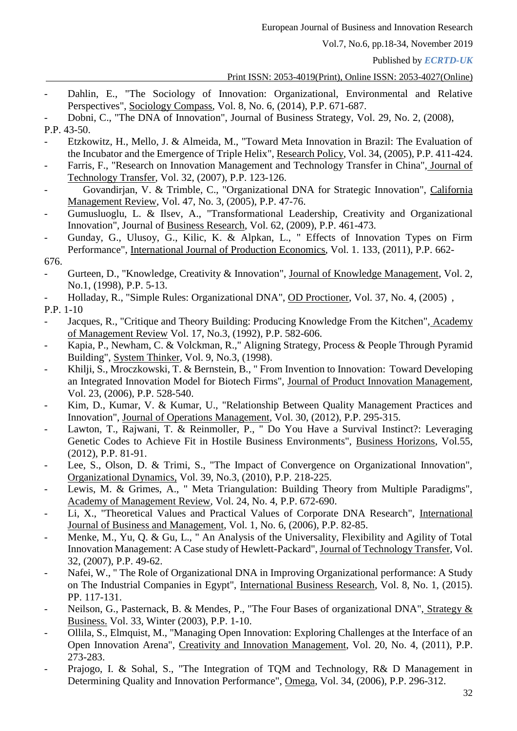- Dahlin, E., "The Sociology of Innovation: Organizational, Environmental and Relative Perspectives", Sociology Compass, Vol. 8, No. 6, (2014), P.P. 671-687.
- Dobni, C., "The DNA of Innovation", Journal of Business Strategy, Vol. 29, No. 2, (2008), P.P. 43-50.
- Etzkowitz, H., Mello, J. & Almeida, M., "Toward Meta Innovation in Brazil: The Evaluation of the Incubator and the Emergence of Triple Helix", Research Policy, Vol. 34, (2005), P.P. 411-424.
- Farris, F., "Research on Innovation Management and Technology Transfer in China", Journal of Technology Transfer, Vol. 32, (2007), P.P. 123-126.
- Govandirjan, V. & Trimble, C., "Organizational DNA for Strategic Innovation", California Management Review, Vol. 47, No. 3, (2005), P.P. 47-76.
- Gumusluoglu, L. & Ilsev, A., "Transformational Leadership, Creativity and Organizational Innovation", Journal of Business Research, Vol. 62, (2009), P.P. 461-473.
- Gunday, G., Ulusoy, G., Kilic, K. & Alpkan, L., " Effects of Innovation Types on Firm Performance", International Journal of Production Economics, Vol. 1. 133, (2011), P.P. 662-676.
- Gurteen, D., "Knowledge, Creativity & Innovation", Journal of Knowledge Management, Vol. 2, No.1, (1998), P.P. 5-13.
- Holladay, R., "Simple Rules: Organizational DNA", OD Proctioner, Vol. 37, No. 4, (2005) , P.P. 1-10
- Jacques, R., "Critique and Theory Building: Producing Knowledge From the Kitchen", Academy of Management Review Vol. 17, No.3, (1992), P.P. 582-606.
- Kapia, P., Newham, C. & Volckman, R.," Aligning Strategy, Process & People Through Pyramid Building", System Thinker, Vol. 9, No.3, (1998).
- Khilji, S., Mroczkowski, T. & Bernstein, B., " From Invention to Innovation: Toward Developing an Integrated Innovation Model for Biotech Firms", Journal of Product Innovation Management, Vol. 23, (2006), P.P. 528-540.
- Kim, D., Kumar, V. & Kumar, U., "Relationship Between Quality Management Practices and Innovation", Journal of Operations Management, Vol. 30, (2012), P.P. 295-315.
- Lawton, T., Rajwani, T. & Reinmoller, P., " Do You Have a Survival Instinct?: Leveraging Genetic Codes to Achieve Fit in Hostile Business Environments", Business Horizons, Vol.55, (2012), P.P. 81-91.
- Lee, S., Olson, D. & Trimi, S., "The Impact of Convergence on Organizational Innovation", Organizational Dynamics, Vol. 39, No.3, (2010), P.P. 218-225.
- Lewis, M. & Grimes, A., " Meta Triangulation: Building Theory from Multiple Paradigms", Academy of Management Review, Vol. 24, No. 4, P.P. 672-690.
- Li, X., "Theoretical Values and Practical Values of Corporate DNA Research", International Journal of Business and Management, Vol. 1, No. 6, (2006), P.P. 82-85.
- Menke, M., Yu, Q. & Gu, L., " An Analysis of the Universality, Flexibility and Agility of Total Innovation Management: A Case study of Hewlett-Packard", Journal of Technology Transfer, Vol. 32, (2007), P.P. 49-62.
- Nafei, W., " The Role of Organizational DNA in Improving Organizational performance: A Study on The Industrial Companies in Egypt", International Business Research, Vol. 8, No. 1, (2015). PP. 117-131.
- Neilson, G., Pasternack, B. & Mendes, P., "The Four Bases of organizational DNA", Strategy & Business. Vol. 33, Winter (2003), P.P. 1-10.
- Ollila, S., Elmquist, M., "Managing Open Innovation: Exploring Challenges at the Interface of an Open Innovation Arena", Creativity and Innovation Management, Vol. 20, No. 4, (2011), P.P. 273-283.
- Prajogo, I. & Sohal, S., "The Integration of TQM and Technology, R& D Management in Determining Quality and Innovation Performance", Omega, Vol. 34, (2006), P.P. 296-312.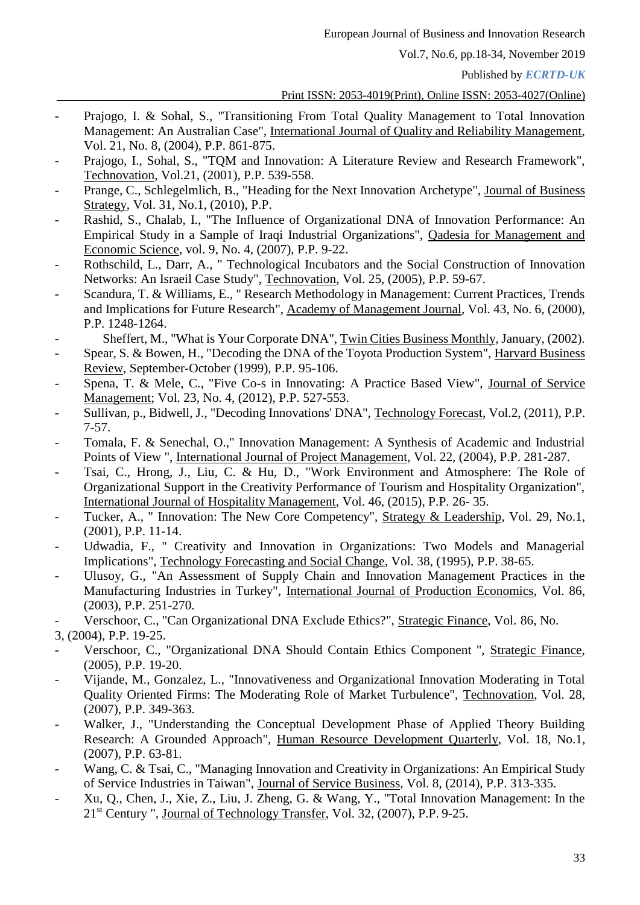- Prajogo, I. & Sohal, S., "Transitioning From Total Quality Management to Total Innovation Management: An Australian Case", International Journal of Quality and Reliability Management, Vol. 21, No. 8, (2004), P.P. 861-875.
- Prajogo, I., Sohal, S., "TQM and Innovation: A Literature Review and Research Framework", Technovation, Vol.21, (2001), P.P. 539-558.
- Prange, C., Schlegelmlich, B., "Heading for the Next Innovation Archetype", Journal of Business Strategy, Vol. 31, No.1, (2010), P.P.
- Rashid, S., Chalab, I., "The Influence of Organizational DNA of Innovation Performance: An Empirical Study in a Sample of Iraqi Industrial Organizations", Qadesia for Management and Economic Science, vol. 9, No. 4, (2007), P.P. 9-22.
- Rothschild, L., Darr, A., " Technological Incubators and the Social Construction of Innovation Networks: An Israeil Case Study", Technovation, Vol. 25, (2005), P.P. 59-67.
- Scandura, T. & Williams, E., " Research Methodology in Management: Current Practices, Trends and Implications for Future Research", Academy of Management Journal, Vol. 43, No. 6, (2000), P.P. 1248-1264.
- Sheffert, M., "What is Your Corporate DNA", Twin Cities Business Monthly, January, (2002).
- Spear, S. & Bowen, H., "Decoding the DNA of the Toyota Production System", Harvard Business Review, September-October (1999), P.P. 95-106.
- Spena, T. & Mele, C., "Five Co-s in Innovating: A Practice Based View", Journal of Service Management; Vol. 23, No. 4, (2012), P.P. 527-553.
- Sullivan, p., Bidwell, J., "Decoding Innovations' DNA", Technology Forecast, Vol.2, (2011), P.P. 7-57.
- Tomala, F. & Senechal, O.," Innovation Management: A Synthesis of Academic and Industrial Points of View ", International Journal of Project Management, Vol. 22, (2004), P.P. 281-287.
- Tsai, C., Hrong, J., Liu, C. & Hu, D., "Work Environment and Atmosphere: The Role of Organizational Support in the Creativity Performance of Tourism and Hospitality Organization", International Journal of Hospitality Management, Vol. 46, (2015), P.P. 26- 35.
- Tucker, A., " Innovation: The New Core Competency", Strategy & Leadership, Vol. 29, No.1, (2001), P.P. 11-14.
- Udwadia, F., " Creativity and Innovation in Organizations: Two Models and Managerial Implications", Technology Forecasting and Social Change, Vol. 38, (1995), P.P. 38-65.
- Ulusoy, G., "An Assessment of Supply Chain and Innovation Management Practices in the Manufacturing Industries in Turkey", International Journal of Production Economics, Vol. 86, (2003), P.P. 251-270.
- Verschoor, C., "Can Organizational DNA Exclude Ethics?", Strategic Finance, Vol. 86, No. 3, (2004), P.P. 19-25.
- Verschoor, C., "Organizational DNA Should Contain Ethics Component ", Strategic Finance, (2005), P.P. 19-20.
- Vijande, M., Gonzalez, L., "Innovativeness and Organizational Innovation Moderating in Total Quality Oriented Firms: The Moderating Role of Market Turbulence", Technovation, Vol. 28, (2007), P.P. 349-363.
- Walker, J., "Understanding the Conceptual Development Phase of Applied Theory Building Research: A Grounded Approach", Human Resource Development Quarterly, Vol. 18, No.1, (2007), P.P. 63-81.
- Wang, C. & Tsai, C., "Managing Innovation and Creativity in Organizations: An Empirical Study of Service Industries in Taiwan", Journal of Service Business, Vol. 8, (2014), P.P. 313-335.
- Xu, Q., Chen, J., Xie, Z., Liu, J. Zheng, G. & Wang, Y., "Total Innovation Management: In the 21st Century ", Journal of Technology Transfer, Vol. 32, (2007), P.P. 9-25.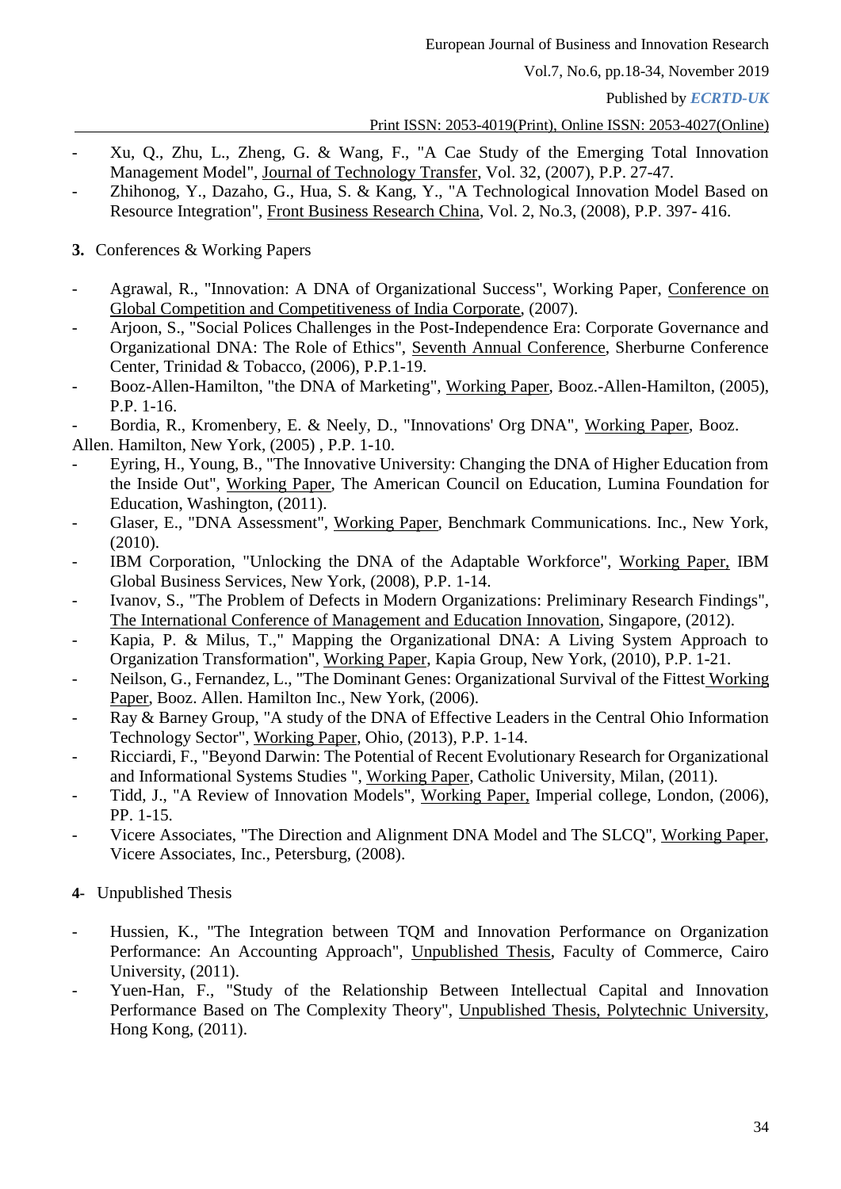- Xu, Q., Zhu, L., Zheng, G. & Wang, F., "A Cae Study of the Emerging Total Innovation Management Model", Journal of Technology Transfer, Vol. 32, (2007), P.P. 27-47.
- Zhihonog, Y., Dazaho, G., Hua, S. & Kang, Y., "A Technological Innovation Model Based on Resource Integration", Front Business Research China, Vol. 2, No.3, (2008), P.P. 397- 416.

**3.** Conferences & Working Papers

- Agrawal, R., "Innovation: A DNA of Organizational Success", Working Paper, Conference on Global Competition and Competitiveness of India Corporate, (2007).
- Arjoon, S., "Social Polices Challenges in the Post-Independence Era: Corporate Governance and Organizational DNA: The Role of Ethics", Seventh Annual Conference, Sherburne Conference Center, Trinidad & Tobacco, (2006), P.P.1-19.
- Booz-Allen-Hamilton, "the DNA of Marketing", Working Paper, Booz.-Allen-Hamilton, (2005), P.P. 1-16.
- Bordia, R., Kromenbery, E. & Neely, D., "Innovations' Org DNA", Working Paper, Booz. Allen. Hamilton, New York, (2005) , P.P. 1-10.
- Eyring, H., Young, B., "The Innovative University: Changing the DNA of Higher Education from the Inside Out", Working Paper, The American Council on Education, Lumina Foundation for Education, Washington, (2011).
- Glaser, E., "DNA Assessment", Working Paper, Benchmark Communications. Inc., New York, (2010).
- IBM Corporation, "Unlocking the DNA of the Adaptable Workforce", Working Paper, IBM Global Business Services, New York, (2008), P.P. 1-14.
- Ivanov, S., "The Problem of Defects in Modern Organizations: Preliminary Research Findings", The International Conference of Management and Education Innovation, Singapore, (2012).
- Kapia, P. & Milus, T.," Mapping the Organizational DNA: A Living System Approach to Organization Transformation", Working Paper, Kapia Group, New York, (2010), P.P. 1-21.
- Neilson, G., Fernandez, L., "The Dominant Genes: Organizational Survival of the Fittest Working Paper, Booz. Allen. Hamilton Inc., New York, (2006).
- Ray & Barney Group, "A study of the DNA of Effective Leaders in the Central Ohio Information Technology Sector", Working Paper, Ohio, (2013), P.P. 1-14.
- Ricciardi, F., "Beyond Darwin: The Potential of Recent Evolutionary Research for Organizational and Informational Systems Studies ", Working Paper, Catholic University, Milan, (2011).
- Tidd, J., "A Review of Innovation Models", Working Paper, Imperial college, London, (2006), PP. 1-15.
- Vicere Associates, "The Direction and Alignment DNA Model and The SLCQ", Working Paper, Vicere Associates, Inc., Petersburg, (2008).

**4-** Unpublished Thesis

- Hussien, K., "The Integration between TQM and Innovation Performance on Organization Performance: An Accounting Approach", Unpublished Thesis, Faculty of Commerce, Cairo University, (2011).
- Yuen-Han, F., "Study of the Relationship Between Intellectual Capital and Innovation Performance Based on The Complexity Theory", Unpublished Thesis, Polytechnic University, Hong Kong, (2011).